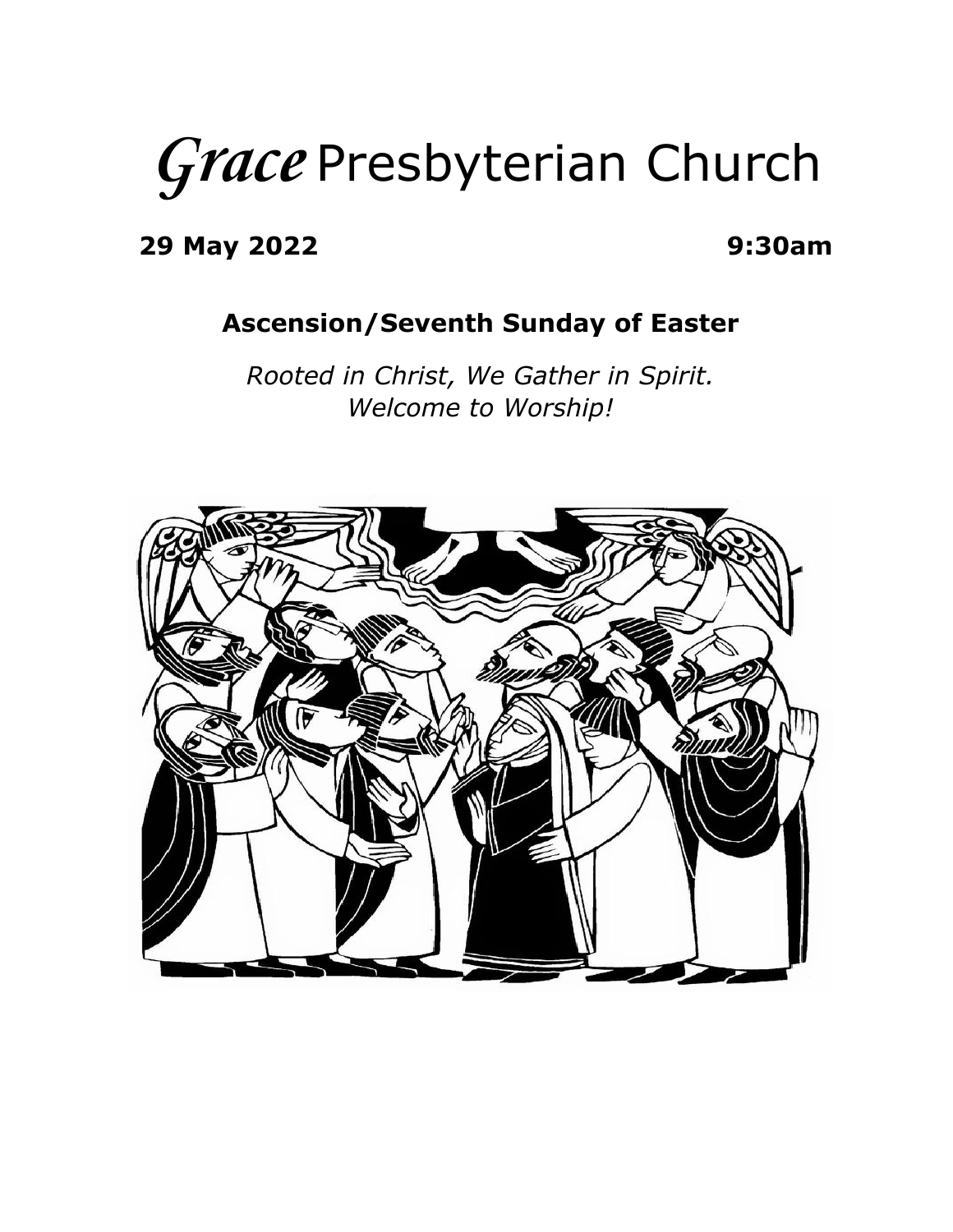# *Grace* Presbyterian Church

**29 May 2022** **9:30am**

## Ascension/Seventh Sunday of Easter

*Rooted in Christ, We Gather in Spirit.*
*Welcome to Worship!*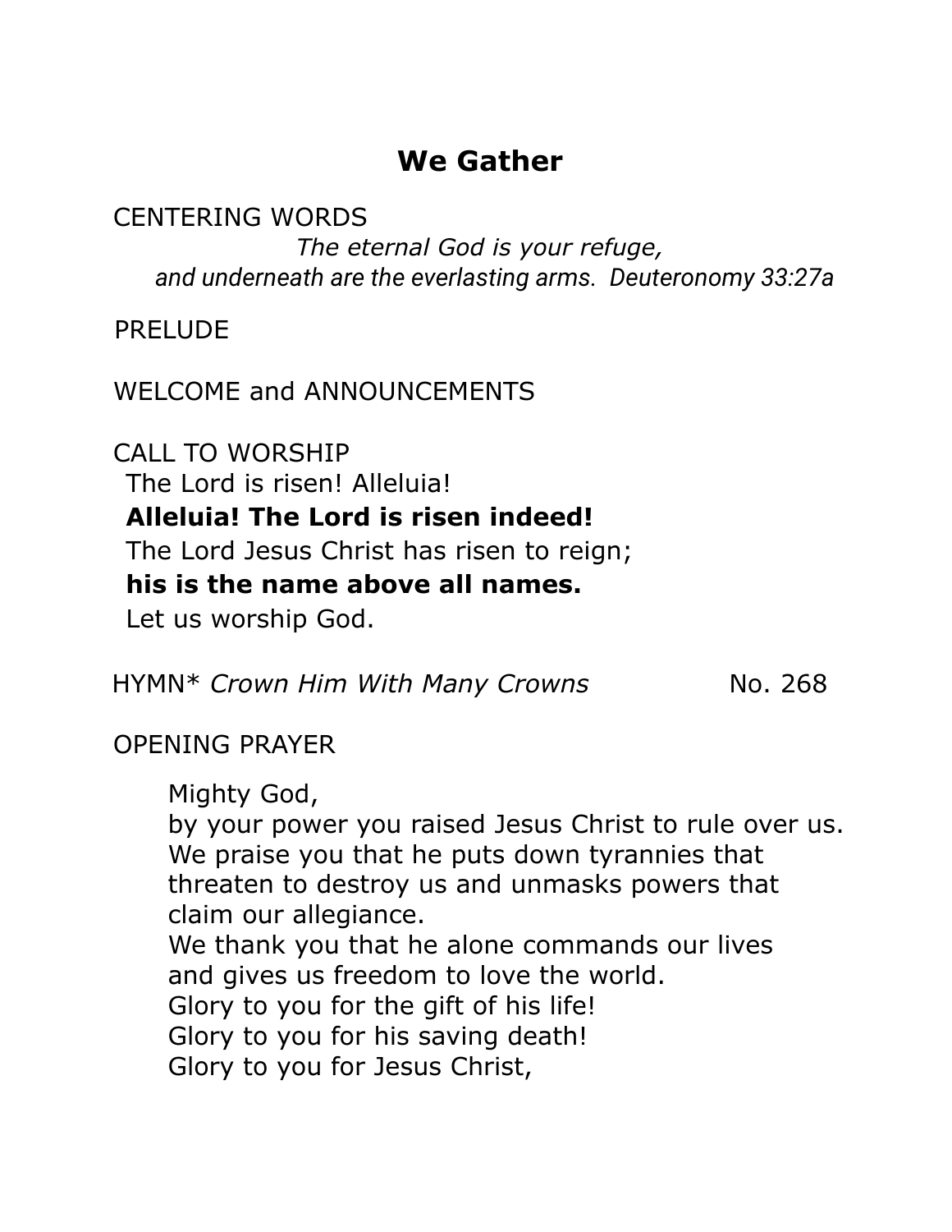## We Gather

CENTERING WORDS

*The eternal God is your refuge,*
*and underneath are the everlasting arms. Deuteronomy 33:27a*

PRELUDE

WELCOME and ANNOUNCEMENTS

CALL TO WORSHIP

The Lord is risen! Alleluia!
**Alleluia! The Lord is risen indeed!**
The Lord Jesus Christ has risen to reign;
**his is the name above all names.**
Let us worship God.

HYMN* *Crown Him With Many Crowns* No. 268

OPENING PRAYER

Mighty God,
by your power you raised Jesus Christ to rule over us.
We praise you that he puts down tyrannies that threaten to destroy us and unmasks powers that claim our allegiance.
We thank you that he alone commands our lives and gives us freedom to love the world.
Glory to you for the gift of his life!
Glory to you for his saving death!
Glory to you for Jesus Christ,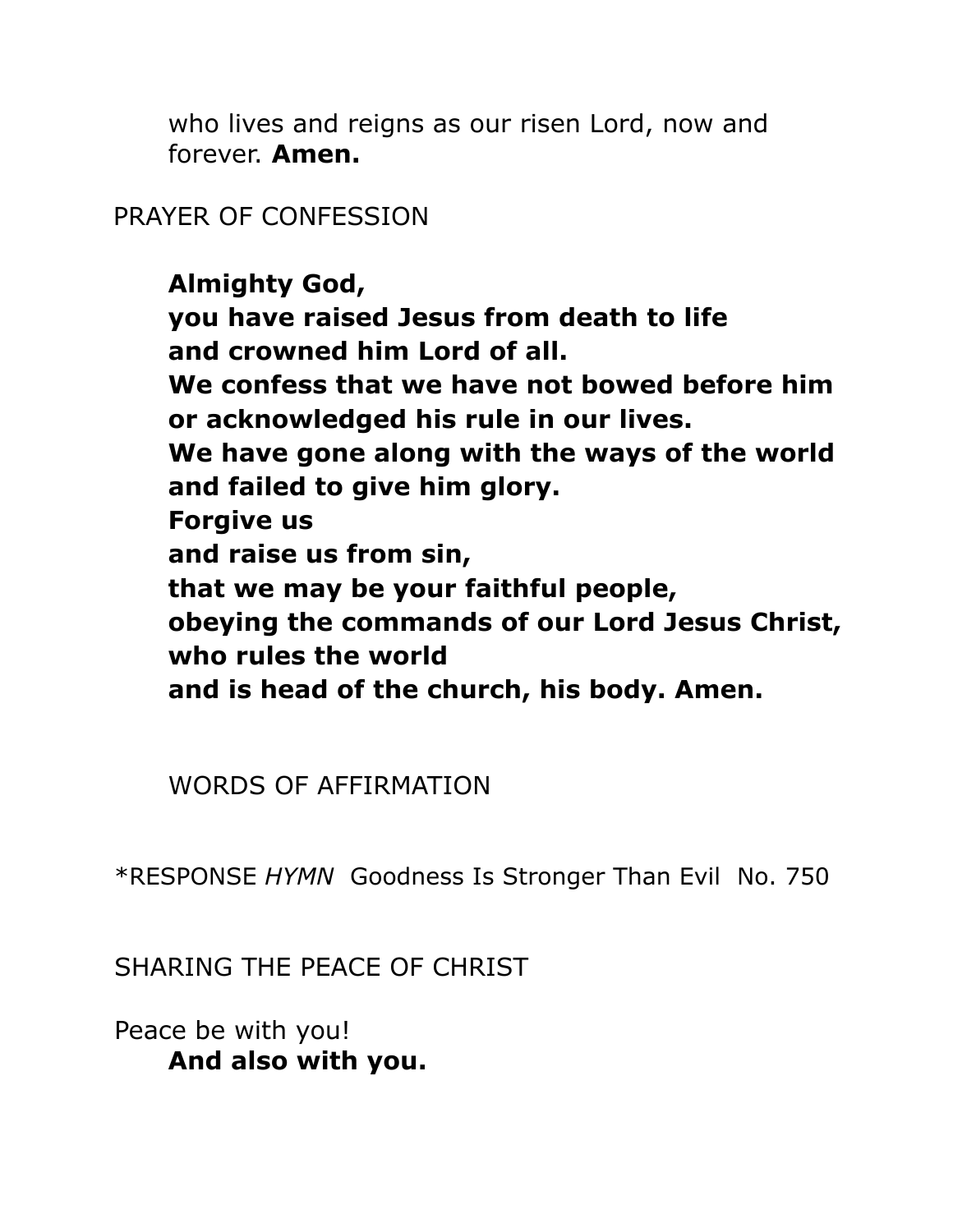who lives and reigns as our risen Lord, now and forever. **Amen.**

PRAYER OF CONFESSION

**Almighty God,**
**you have raised Jesus from death to life**
**and crowned him Lord of all.**
**We confess that we have not bowed before him**
**or acknowledged his rule in our lives.**
**We have gone along with the ways of the world**
**and failed to give him glory.**
**Forgive us**
**and raise us from sin,**
**that we may be your faithful people,**
**obeying the commands of our Lord Jesus Christ,**
**who rules the world**
**and is head of the church, his body. Amen.**

WORDS OF AFFIRMATION

*RESPONSE *HYMN* Goodness Is Stronger Than Evil No. 750

SHARING THE PEACE OF CHRIST

Peace be with you!
**And also with you.**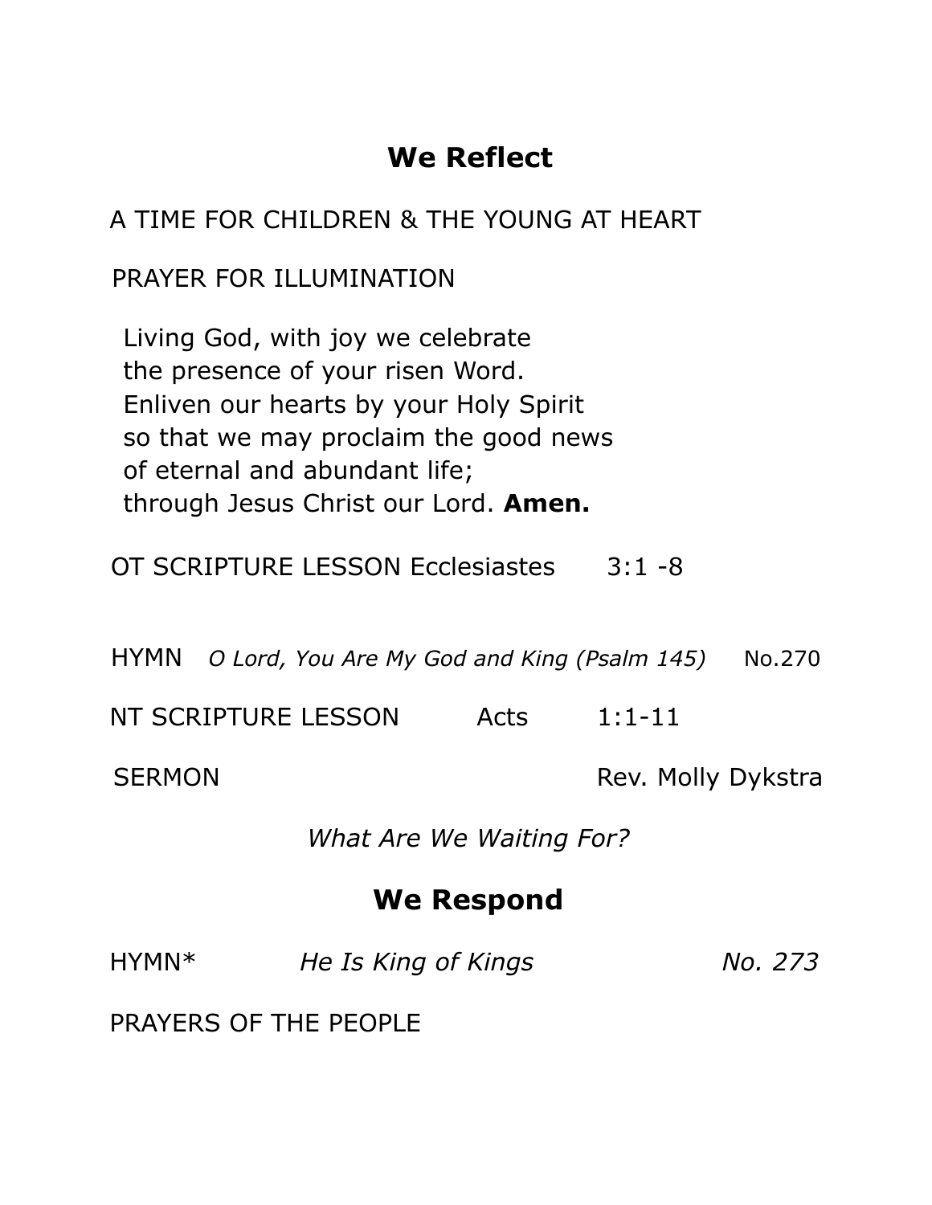## We Reflect

A TIME FOR CHILDREN & THE YOUNG AT HEART

PRAYER FOR ILLUMINATION

Living God, with joy we celebrate
the presence of your risen Word.
Enliven our hearts by your Holy Spirit
so that we may proclaim the good news
of eternal and abundant life;
through Jesus Christ our Lord. **Amen.**

OT SCRIPTURE LESSON Ecclesiastes 3:1 -8

HYMN *O Lord, You Are My God and King (Psalm 145)* No.270

NT SCRIPTURE LESSON Acts 1:1-11

SERMON Rev. Molly Dykstra

*What Are We Waiting For?*

## We Respond

HYMN* *He Is King of Kings* *No. 273*

PRAYERS OF THE PEOPLE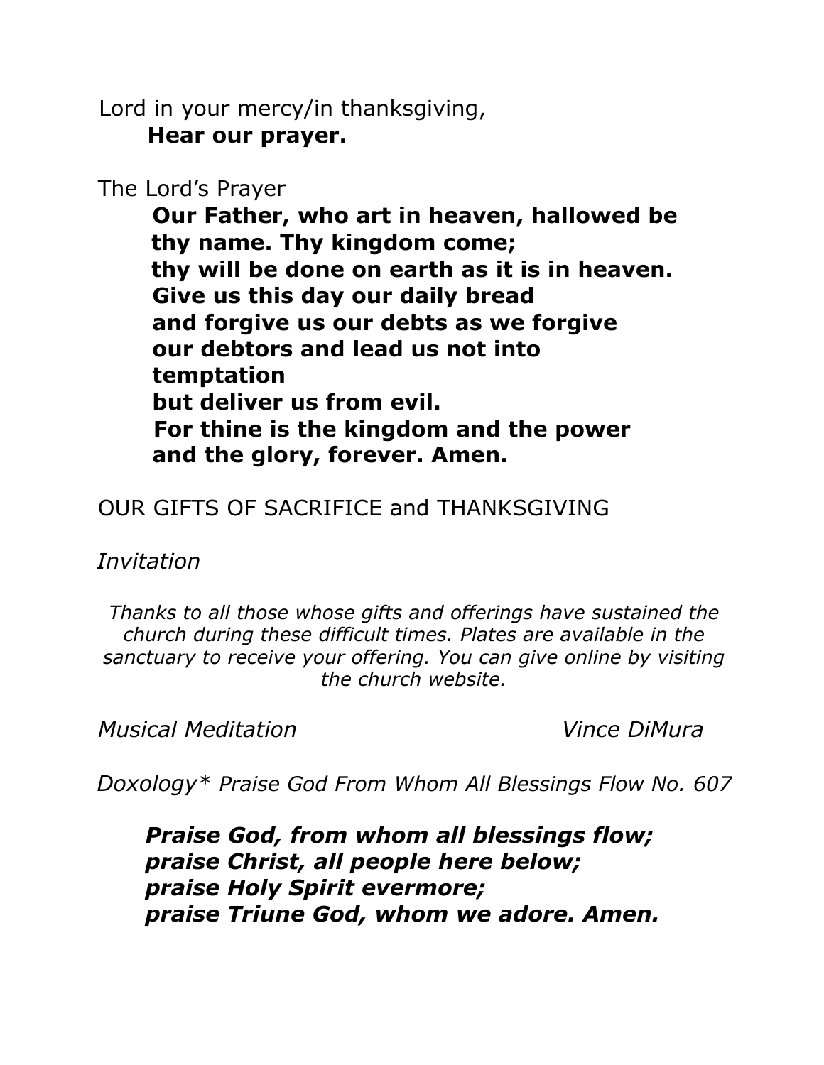Lord in your mercy/in thanksgiving,
**Hear our prayer.**

The Lord's Prayer

**Our Father, who art in heaven, hallowed be thy name. Thy kingdom come;**
**thy will be done on earth as it is in heaven.**
**Give us this day our daily bread**
**and forgive us our debts as we forgive our debtors and lead us not into temptation**
**but deliver us from evil.**
**For thine is the kingdom and the power and the glory, forever. Amen.**

OUR GIFTS OF SACRIFICE and THANKSGIVING

*Invitation*

*Thanks to all those whose gifts and offerings have sustained the church during these difficult times. Plates are available in the sanctuary to receive your offering. You can give online by visiting the church website.*

*Musical Meditation* *Vince DiMura*

*Doxology* Praise God From Whom All Blessings Flow No. 607*

***Praise God, from whom all blessings flow;***
***praise Christ, all people here below;***
***praise Holy Spirit evermore;***
***praise Triune God, whom we adore. Amen.***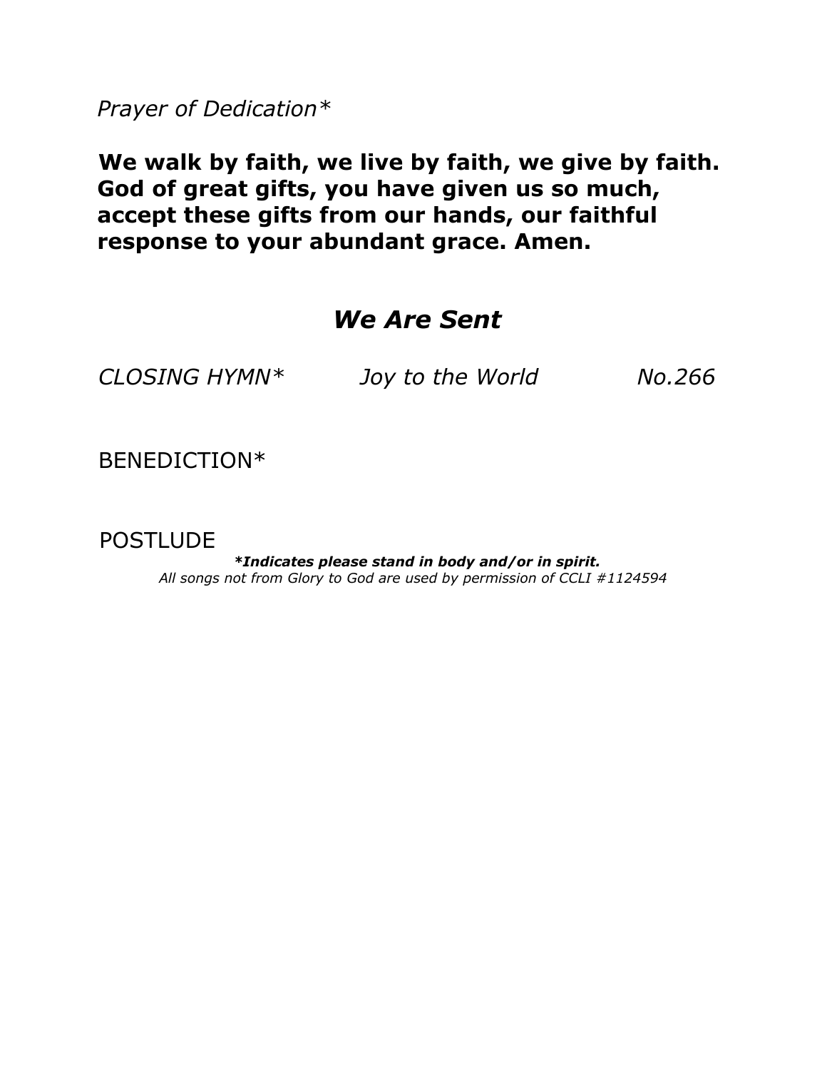*Prayer of Dedication**

**We walk by faith, we live by faith, we give by faith. God of great gifts, you have given us so much, accept these gifts from our hands, our faithful response to your abundant grace. Amen.**

## ***We Are Sent***

*CLOSING HYMN** *Joy to the World* *No.266*

BENEDICTION*

POSTLUDE

***Indicates please stand in body and/or in spirit.***

*All songs not from Glory to God are used by permission of CCLI #1124594*